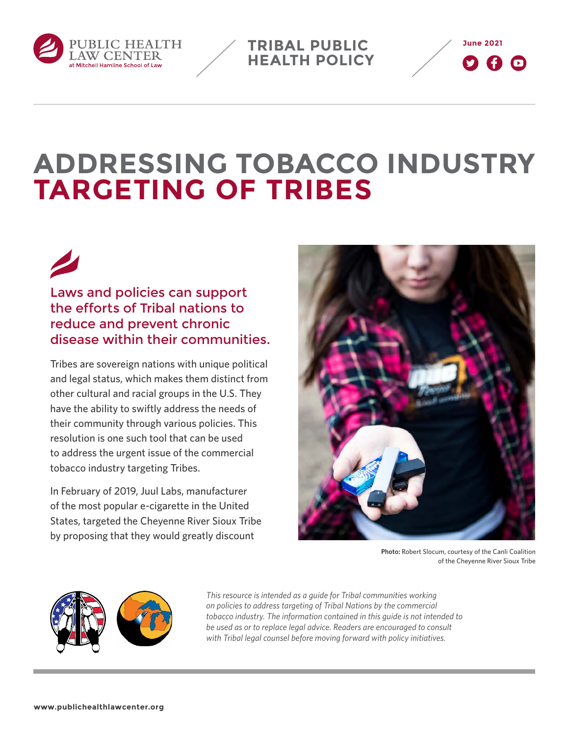PUBLIC HEALTH LAW CENTER at Mitchell Hamline School of Law

**TRIBAL PUBLIC HEALTH POLICY**

June 2021

# ADDRESSING TOBACCO INDUSTRY TARGETING OF TRIBES

## Laws and policies can support the efforts of Tribal nations to reduce and prevent chronic disease within their communities.

Tribes are sovereign nations with unique political and legal status, which makes them distinct from other cultural and racial groups in the U.S. They have the ability to swiftly address the needs of their community through various policies. This resolution is one such tool that can be used to address the urgent issue of the commercial tobacco industry targeting Tribes.

In February of 2019, Juul Labs, manufacturer of the most popular e-cigarette in the United States, targeted the Cheyenne River Sioux Tribe by proposing that they would greatly discount

**Photo:** Robert Slocum, courtesy of the Canli Coalition of the Cheyenne River Sioux Tribe

*This resource is intended as a guide for Tribal communities working on policies to address targeting of Tribal Nations by the commercial tobacco industry. The information contained in this guide is not intended to be used as or to replace legal advice. Readers are encouraged to consult with Tribal legal counsel before moving forward with policy initiatives.*

www.publichealthlawcenter.org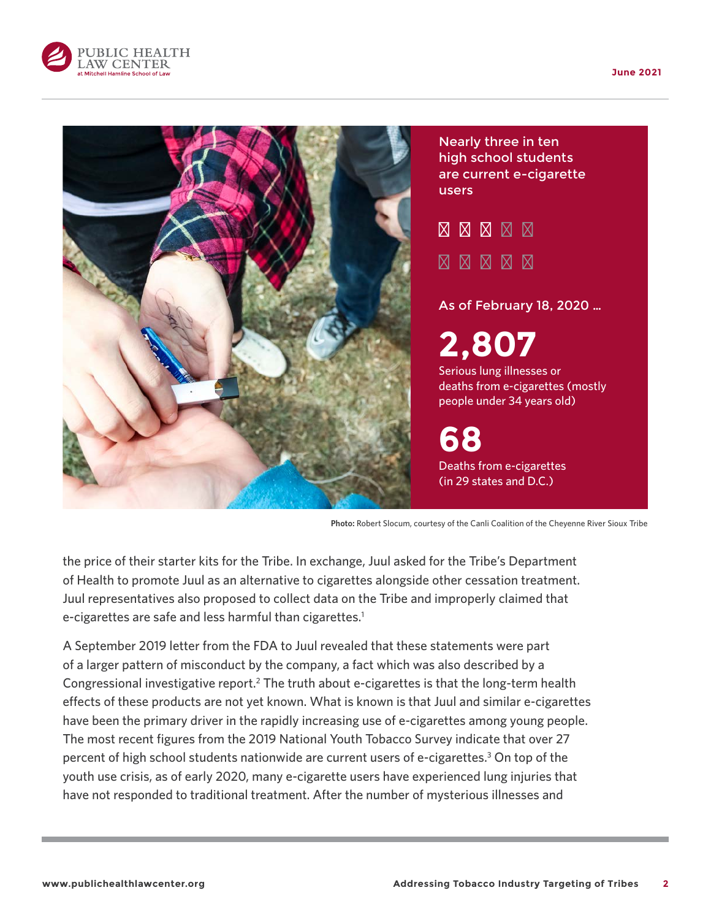Nearly three in ten high school students are current e-cigarette users

As of February 18, 2020 …

**2,807**

Serious lung illnesses or deaths from e-cigarettes (mostly people under 34 years old)

**68**

Deaths from e-cigarettes (in 29 states and D.C.)

**Photo:** Robert Slocum, courtesy of the Canli Coalition of the Cheyenne River Sioux Tribe

the price of their starter kits for the Tribe. In exchange, Juul asked for the Tribe's Department of Health to promote Juul as an alternative to cigarettes alongside other cessation treatment. Juul representatives also proposed to collect data on the Tribe and improperly claimed that e-cigarettes are safe and less harmful than cigarettes.[1]

A September 2019 letter from the FDA to Juul revealed that these statements were part of a larger pattern of misconduct by the company, a fact which was also described by a Congressional investigative report.[2] The truth about e-cigarettes is that the long-term health effects of these products are not yet known. What is known is that Juul and similar e-cigarettes have been the primary driver in the rapidly increasing use of e-cigarettes among young people. The most recent figures from the 2019 National Youth Tobacco Survey indicate that over 27 percent of high school students nationwide are current users of e-cigarettes.[3] On top of the youth use crisis, as of early 2020, many e-cigarette users have experienced lung injuries that have not responded to traditional treatment. After the number of mysterious illnesses and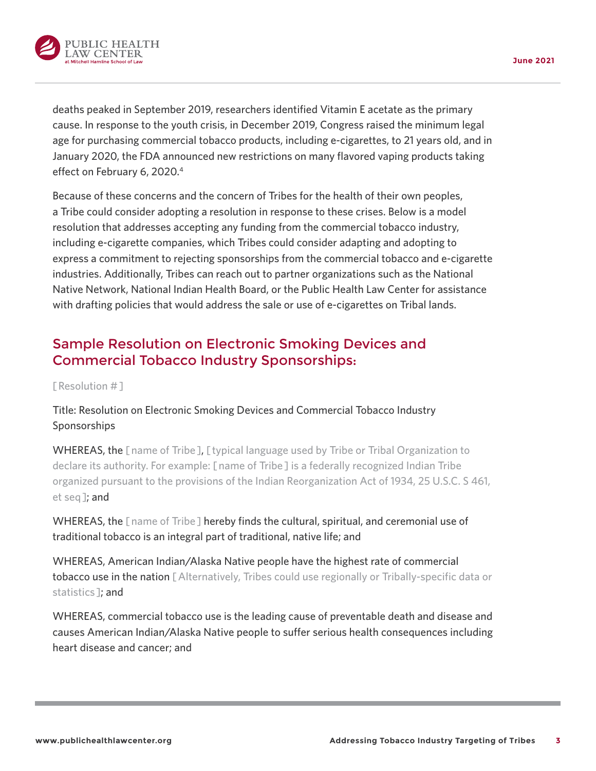deaths peaked in September 2019, researchers identified Vitamin E acetate as the primary cause. In response to the youth crisis, in December 2019, Congress raised the minimum legal age for purchasing commercial tobacco products, including e-cigarettes, to 21 years old, and in January 2020, the FDA announced new restrictions on many flavored vaping products taking effect on February 6, 2020.[4]

Because of these concerns and the concern of Tribes for the health of their own peoples, a Tribe could consider adopting a resolution in response to these crises. Below is a model resolution that addresses accepting any funding from the commercial tobacco industry, including e-cigarette companies, which Tribes could consider adapting and adopting to express a commitment to rejecting sponsorships from the commercial tobacco and e-cigarette industries. Additionally, Tribes can reach out to partner organizations such as the National Native Network, National Indian Health Board, or the Public Health Law Center for assistance with drafting policies that would address the sale or use of e-cigarettes on Tribal lands.

## Sample Resolution on Electronic Smoking Devices and Commercial Tobacco Industry Sponsorships:

[ Resolution # ]

Title: Resolution on Electronic Smoking Devices and Commercial Tobacco Industry Sponsorships

WHEREAS, the [ name of Tribe ], [ typical language used by Tribe or Tribal Organization to declare its authority. For example: [ name of Tribe ] is a federally recognized Indian Tribe organized pursuant to the provisions of the Indian Reorganization Act of 1934, 25 U.S.C. S 461, et seq ]; and

WHEREAS, the [ name of Tribe ] hereby finds the cultural, spiritual, and ceremonial use of traditional tobacco is an integral part of traditional, native life; and

WHEREAS, American Indian/Alaska Native people have the highest rate of commercial tobacco use in the nation [ Alternatively, Tribes could use regionally or Tribally-specific data or statistics ]; and

WHEREAS, commercial tobacco use is the leading cause of preventable death and disease and causes American Indian/Alaska Native people to suffer serious health consequences including heart disease and cancer; and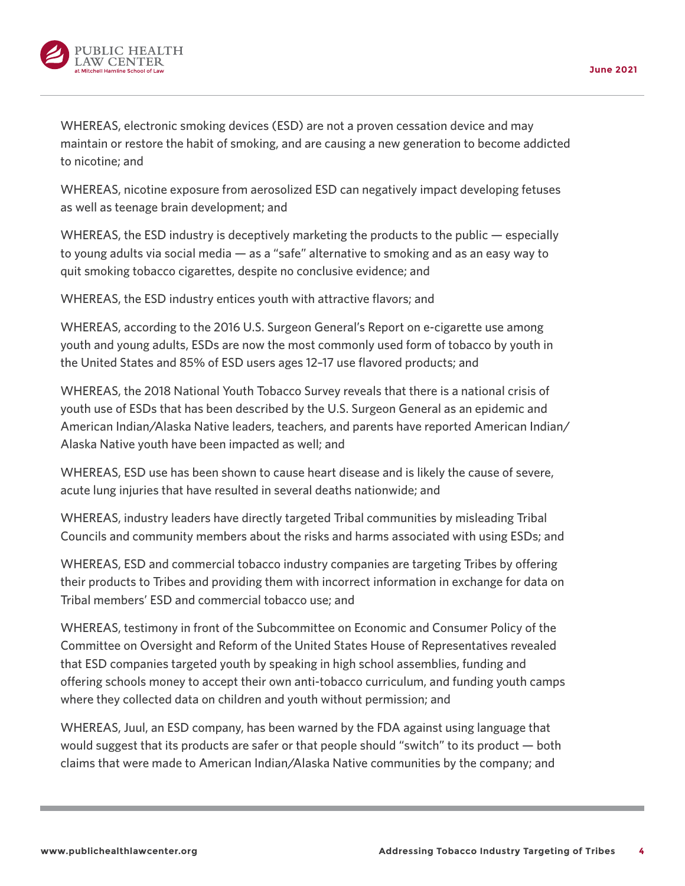WHEREAS, electronic smoking devices (ESD) are not a proven cessation device and may maintain or restore the habit of smoking, and are causing a new generation to become addicted to nicotine; and

WHEREAS, nicotine exposure from aerosolized ESD can negatively impact developing fetuses as well as teenage brain development; and

WHEREAS, the ESD industry is deceptively marketing the products to the public — especially to young adults via social media — as a "safe" alternative to smoking and as an easy way to quit smoking tobacco cigarettes, despite no conclusive evidence; and

WHEREAS, the ESD industry entices youth with attractive flavors; and

WHEREAS, according to the 2016 U.S. Surgeon General's Report on e-cigarette use among youth and young adults, ESDs are now the most commonly used form of tobacco by youth in the United States and 85% of ESD users ages 12–17 use flavored products; and

WHEREAS, the 2018 National Youth Tobacco Survey reveals that there is a national crisis of youth use of ESDs that has been described by the U.S. Surgeon General as an epidemic and American Indian/Alaska Native leaders, teachers, and parents have reported American Indian/Alaska Native youth have been impacted as well; and

WHEREAS, ESD use has been shown to cause heart disease and is likely the cause of severe, acute lung injuries that have resulted in several deaths nationwide; and

WHEREAS, industry leaders have directly targeted Tribal communities by misleading Tribal Councils and community members about the risks and harms associated with using ESDs; and

WHEREAS, ESD and commercial tobacco industry companies are targeting Tribes by offering their products to Tribes and providing them with incorrect information in exchange for data on Tribal members' ESD and commercial tobacco use; and

WHEREAS, testimony in front of the Subcommittee on Economic and Consumer Policy of the Committee on Oversight and Reform of the United States House of Representatives revealed that ESD companies targeted youth by speaking in high school assemblies, funding and offering schools money to accept their own anti-tobacco curriculum, and funding youth camps where they collected data on children and youth without permission; and

WHEREAS, Juul, an ESD company, has been warned by the FDA against using language that would suggest that its products are safer or that people should "switch" to its product — both claims that were made to American Indian/Alaska Native communities by the company; and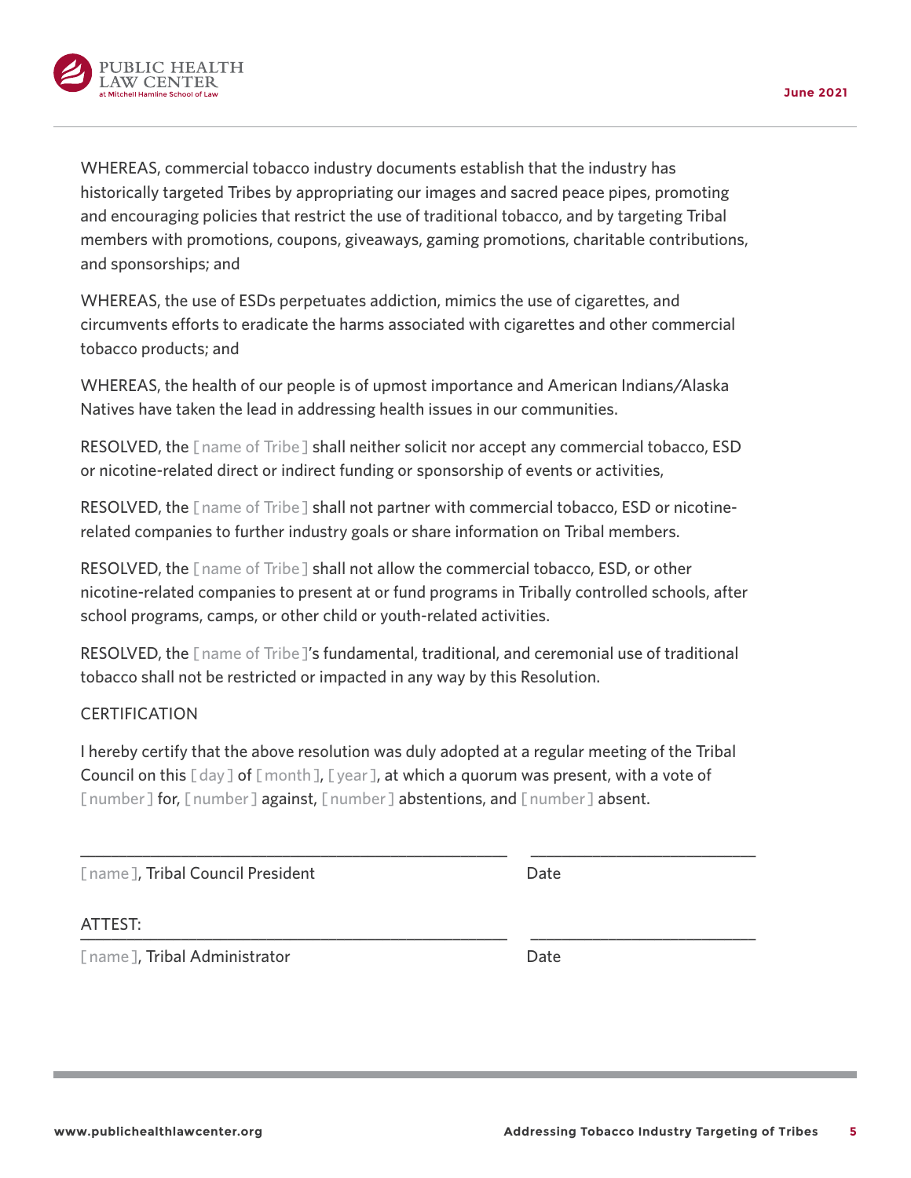WHEREAS, commercial tobacco industry documents establish that the industry has historically targeted Tribes by appropriating our images and sacred peace pipes, promoting and encouraging policies that restrict the use of traditional tobacco, and by targeting Tribal members with promotions, coupons, giveaways, gaming promotions, charitable contributions, and sponsorships; and

WHEREAS, the use of ESDs perpetuates addiction, mimics the use of cigarettes, and circumvents efforts to eradicate the harms associated with cigarettes and other commercial tobacco products; and

WHEREAS, the health of our people is of upmost importance and American Indians/Alaska Natives have taken the lead in addressing health issues in our communities.

RESOLVED, the [ name of Tribe ] shall neither solicit nor accept any commercial tobacco, ESD or nicotine-related direct or indirect funding or sponsorship of events or activities,

RESOLVED, the [ name of Tribe ] shall not partner with commercial tobacco, ESD or nicotine-related companies to further industry goals or share information on Tribal members.

RESOLVED, the [ name of Tribe ] shall not allow the commercial tobacco, ESD, or other nicotine-related companies to present at or fund programs in Tribally controlled schools, after school programs, camps, or other child or youth-related activities.

RESOLVED, the [ name of Tribe ]'s fundamental, traditional, and ceremonial use of traditional tobacco shall not be restricted or impacted in any way by this Resolution.

CERTIFICATION

I hereby certify that the above resolution was duly adopted at a regular meeting of the Tribal Council on this [ day ] of [ month ], [ year ], at which a quorum was present, with a vote of [ number ] for, [ number ] against, [ number ] abstentions, and [ number ] absent.

\_\_\_\_\_\_\_\_\_\_\_\_\_\_\_\_\_\_\_\_\_\_\_\_\_\_\_\_\_\_\_\_\_\_\_\_\_\_\_\_ \_\_\_\_\_\_\_\_\_\_\_\_\_\_\_\_\_\_\_\_

[ name ], Tribal Council President Date

ATTEST:

\_\_\_\_\_\_\_\_\_\_\_\_\_\_\_\_\_\_\_\_\_\_\_\_\_\_\_\_\_\_\_\_\_\_\_\_\_\_\_\_ \_\_\_\_\_\_\_\_\_\_\_\_\_\_\_\_\_\_\_\_

[ name ], Tribal Administrator Date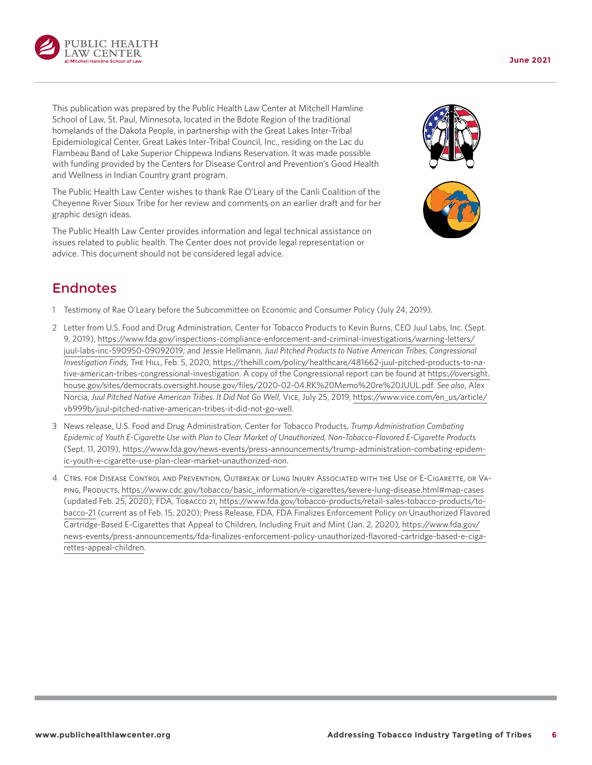This publication was prepared by the Public Health Law Center at Mitchell Hamline School of Law, St. Paul, Minnesota, located in the Bdote Region of the traditional homelands of the Dakota People, in partnership with the Great Lakes Inter-Tribal Epidemiological Center, Great Lakes Inter-Tribal Council, Inc., residing on the Lac du Flambeau Band of Lake Superior Chippewa Indians Reservation. It was made possible with funding provided by the Centers for Disease Control and Prevention's Good Health and Wellness in Indian Country grant program.

The Public Health Law Center wishes to thank Rae O'Leary of the Canli Coalition of the Cheyenne River Sioux Tribe for her review and comments on an earlier draft and for her graphic design ideas.

The Public Health Law Center provides information and legal technical assistance on issues related to public health. The Center does not provide legal representation or advice. This document should not be considered legal advice.

## Endnotes

1. Testimony of Rae O'Leary before the Subcommittee on Economic and Consumer Policy (July 24, 2019).
2. Letter from U.S. Food and Drug Administration, Center for Tobacco Products to Kevin Burns, CEO Juul Labs, Inc. (Sept. 9, 2019), https://www.fda.gov/inspections-compliance-enforcement-and-criminal-investigations/warning-letters/juul-labs-inc-590950-09092019; and Jessie Hellmann, *Juul Pitched Products to Native American Tribes, Congressional Investigation Finds*, The Hill, Feb. 5, 2020, https://thehill.com/policy/healthcare/481662-juul-pitched-products-to-native-american-tribes-congressional-investigation. A copy of the Congressional report can be found at https://oversight.house.gov/sites/democrats.oversight.house.gov/files/2020-02-04.RK%20Memo%20re%20JUUL.pdf. *See also*, Alex Norcia, *Juul Pitched Native American Tribes. It Did Not Go Well*, Vice, July 25, 2019, https://www.vice.com/en_us/article/vb999b/juul-pitched-native-american-tribes-it-did-not-go-well.
3. News release, U.S. Food and Drug Administration, Center for Tobacco Products, *Trump Administration Combating Epidemic of Youth E-Cigarette Use with Plan to Clear Market of Unauthorized, Non-Tobacco-Flavored E-Cigarette Products* (Sept. 11, 2019), https://www.fda.gov/news-events/press-announcements/trump-administration-combating-epidemic-youth-e-cigarette-use-plan-clear-market-unauthorized-non.
4. Ctrs. for Disease Control and Prevention, Outbreak of Lung Injury Associated with the Use of E-Cigarette, or Vaping, Products, https://www.cdc.gov/tobacco/basic_information/e-cigarettes/severe-lung-disease.html#map-cases (updated Feb. 25, 2020); FDA, Tobacco 21, https://www.fda.gov/tobacco-products/retail-sales-tobacco-products/tobacco-21 (current as of Feb. 15, 2020); Press Release, FDA, FDA Finalizes Enforcement Policy on Unauthorized Flavored Cartridge-Based E-Cigarettes that Appeal to Children, Including Fruit and Mint (Jan. 2, 2020), https://www.fda.gov/news-events/press-announcements/fda-finalizes-enforcement-policy-unauthorized-flavored-cartridge-based-e-cigarettes-appeal-children.